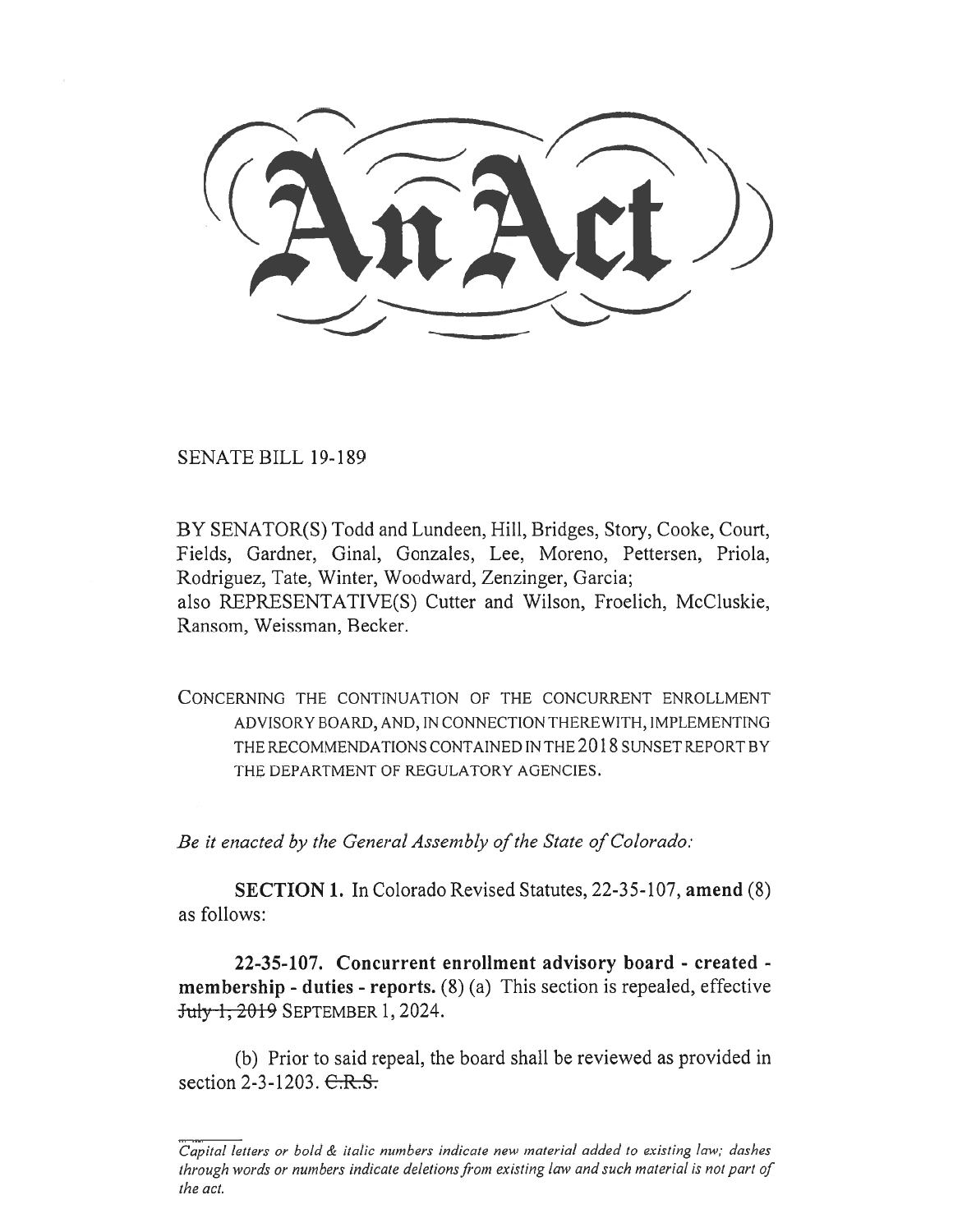# An Act

SENATE BILL 19-189

BY SENATOR(S) Todd and Lundeen, Hill, Bridges, Story, Cooke, Court, Fields, Gardner, Ginal, Gonzales, Lee, Moreno, Pettersen, Priola, Rodriguez, Tate, Winter, Woodward, Zenzinger, Garcia;
also REPRESENTATIVE(S) Cutter and Wilson, Froelich, McCluskie, Ransom, Weissman, Becker.

CONCERNING THE CONTINUATION OF THE CONCURRENT ENROLLMENT ADVISORY BOARD, AND, IN CONNECTION THEREWITH, IMPLEMENTING THE RECOMMENDATIONS CONTAINED IN THE 2018 SUNSET REPORT BY THE DEPARTMENT OF REGULATORY AGENCIES.

*Be it enacted by the General Assembly of the State of Colorado:*

**SECTION 1.** In Colorado Revised Statutes, 22-35-107, **amend** (8) as follows:

**22-35-107. Concurrent enrollment advisory board - created - membership - duties - reports.** (8) (a) This section is repealed, effective ~~July 1, 2019~~ SEPTEMBER 1, 2024.

(b) Prior to said repeal, the board shall be reviewed as provided in section 2-3-1203. ~~C.R.S.~~

*Capital letters or bold & italic numbers indicate new material added to existing law; dashes through words or numbers indicate deletions from existing law and such material is not part of the act.*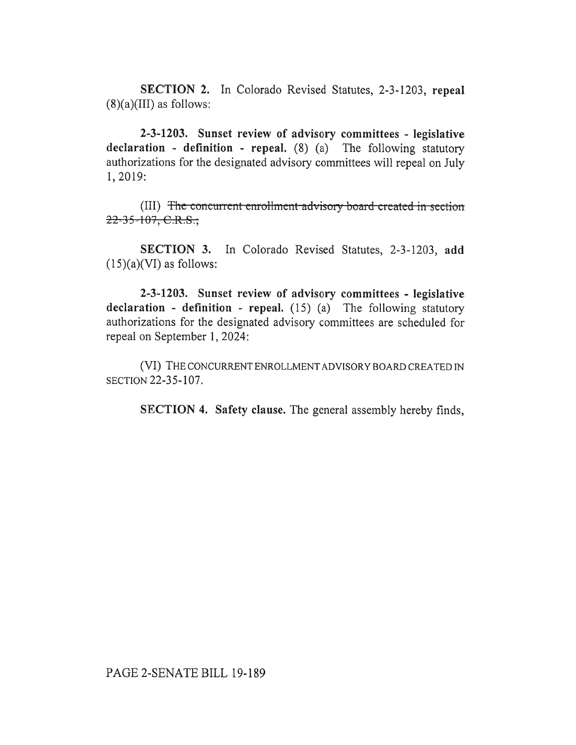**SECTION 2.** In Colorado Revised Statutes, 2-3-1203, **repeal** (8)(a)(III) as follows:

**2-3-1203. Sunset review of advisory committees - legislative declaration - definition - repeal.** (8) (a) The following statutory authorizations for the designated advisory committees will repeal on July 1, 2019:

(III) ~~The concurrent enrollment advisory board created in section 22-35-107, C.R.S.;~~

**SECTION 3.** In Colorado Revised Statutes, 2-3-1203, **add** (15)(a)(VI) as follows:

**2-3-1203. Sunset review of advisory committees - legislative declaration - definition - repeal.** (15) (a) The following statutory authorizations for the designated advisory committees are scheduled for repeal on September 1, 2024:

(VI) THE CONCURRENT ENROLLMENT ADVISORY BOARD CREATED IN SECTION 22-35-107.

**SECTION 4. Safety clause.** The general assembly hereby finds,

PAGE 2-SENATE BILL 19-189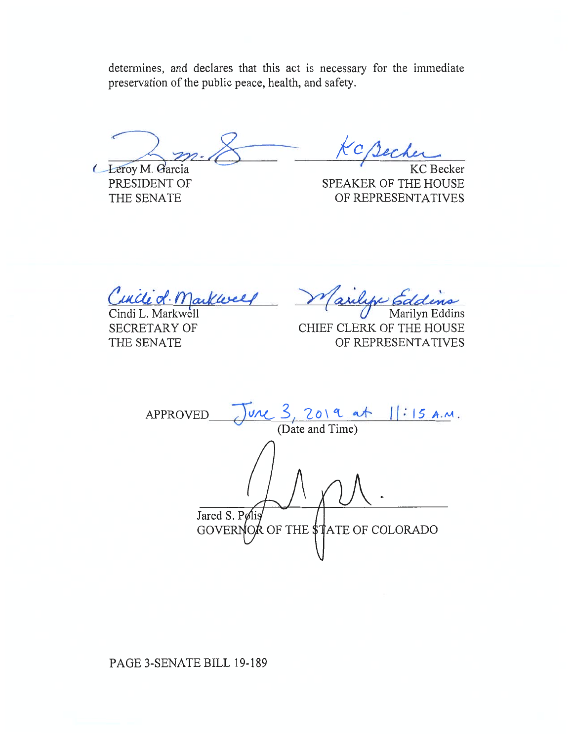determines, and declares that this act is necessary for the immediate preservation of the public peace, health, and safety.

Leroy M. Garcia
PRESIDENT OF
THE SENATE

KC Becker
SPEAKER OF THE HOUSE
OF REPRESENTATIVES

Cindi L. Markwell
SECRETARY OF
THE SENATE

Marilyn Eddins
CHIEF CLERK OF THE HOUSE
OF REPRESENTATIVES

APPROVED June 3, 2019 at 11:15 A.M.
(Date and Time)

Jared S. Polis
GOVERNOR OF THE STATE OF COLORADO

PAGE 3-SENATE BILL 19-189